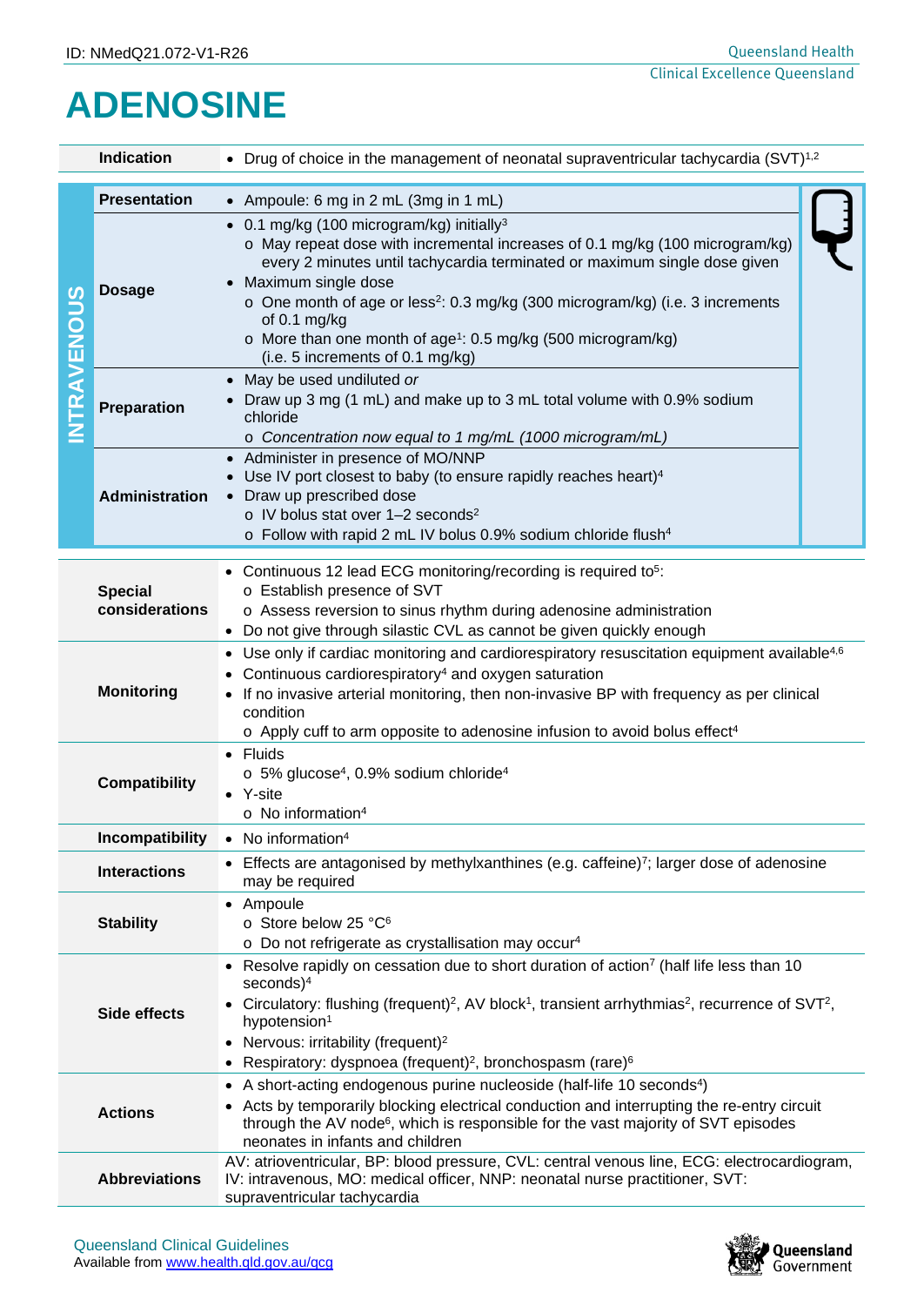ID: NMedQ21.072-V1-R26

# ADENOSINE

| | |
|---|---|
| **Indication** | • Drug of choice in the management of neonatal supraventricular tachycardia (SVT)[1,2] |

**INTRAVENOUS**

| | |
|---|---|
| **Presentation** | • Ampoule: 6 mg in 2 mL (3mg in 1 mL) |
| **Dosage** | • 0.1 mg/kg (100 microgram/kg) initially[3]<br>o May repeat dose with incremental increases of 0.1 mg/kg (100 microgram/kg) every 2 minutes until tachycardia terminated or maximum single dose given<br>• Maximum single dose<br>o One month of age or less[2]: 0.3 mg/kg (300 microgram/kg) (i.e. 3 increments of 0.1 mg/kg<br>o More than one month of age[1]: 0.5 mg/kg (500 microgram/kg) (i.e. 5 increments of 0.1 mg/kg) |
| **Preparation** | • May be used undiluted *or*<br>• Draw up 3 mg (1 mL) and make up to 3 mL total volume with 0.9% sodium chloride<br>o *Concentration now equal to 1 mg/mL (1000 microgram/mL)* |
| **Administration** | • Administer in presence of MO/NNP<br>• Use IV port closest to baby (to ensure rapidly reaches heart)[4]<br>• Draw up prescribed dose<br>o IV bolus stat over 1–2 seconds[2]<br>o Follow with rapid 2 mL IV bolus 0.9% sodium chloride flush[4] |

| | |
|---|---|
| **Special considerations** | • Continuous 12 lead ECG monitoring/recording is required to[5]:<br>o Establish presence of SVT<br>o Assess reversion to sinus rhythm during adenosine administration<br>• Do not give through silastic CVL as cannot be given quickly enough |
| **Monitoring** | • Use only if cardiac monitoring and cardiorespiratory resuscitation equipment available[4,6]<br>• Continuous cardiorespiratory[4] and oxygen saturation<br>• If no invasive arterial monitoring, then non-invasive BP with frequency as per clinical condition<br>o Apply cuff to arm opposite to adenosine infusion to avoid bolus effect[4] |
| **Compatibility** | • Fluids<br>o 5% glucose[4], 0.9% sodium chloride[4]<br>• Y-site<br>o No information[4] |
| **Incompatibility** | • No information[4] |
| **Interactions** | • Effects are antagonised by methylxanthines (e.g. caffeine)[7]; larger dose of adenosine may be required |
| **Stability** | • Ampoule<br>o Store below 25 °C[6]<br>o Do not refrigerate as crystallisation may occur[4] |
| **Side effects** | • Resolve rapidly on cessation due to short duration of action[7] (half life less than 10 seconds)[4]<br>• Circulatory: flushing (frequent)[2], AV block[1], transient arrhythmias[2], recurrence of SVT[2], hypotension[1]<br>• Nervous: irritability (frequent)[2]<br>• Respiratory: dyspnoea (frequent)[2], bronchospasm (rare)[6] |
| **Actions** | • A short-acting endogenous purine nucleoside (half-life 10 seconds[4])<br>• Acts by temporarily blocking electrical conduction and interrupting the re-entry circuit through the AV node[6], which is responsible for the vast majority of SVT episodes neonates in infants and children |
| **Abbreviations** | AV: atrioventricular, BP: blood pressure, CVL: central venous line, ECG: electrocardiogram, IV: intravenous, MO: medical officer, NNP: neonatal nurse practitioner, SVT: supraventricular tachycardia |

Queensland Clinical Guidelines
Available from www.health.qld.gov.au/qcg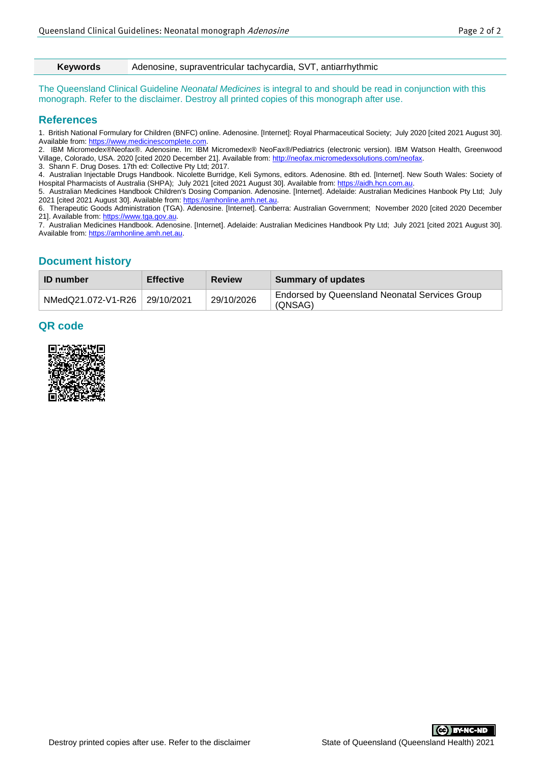| | |
|---|---|
| **Keywords** | Adenosine, supraventricular tachycardia, SVT, antiarrhythmic |

The Queensland Clinical Guideline *Neonatal Medicines* is integral to and should be read in conjunction with this monograph. Refer to the disclaimer. Destroy all printed copies of this monograph after use.

## References

1. British National Formulary for Children (BNFC) online. Adenosine. [Internet]: Royal Pharmaceutical Society; July 2020 [cited 2021 August 30]. Available from: https://www.medicinescomplete.com.
2. IBM Micromedex®Neofax®. Adenosine. In: IBM Micromedex® NeoFax®/Pediatrics (electronic version). IBM Watson Health, Greenwood Village, Colorado, USA. 2020 [cited 2020 December 21]. Available from: http://neofax.micromedexsolutions.com/neofax.
3. Shann F. Drug Doses. 17th ed: Collective Pty Ltd; 2017.
4. Australian Injectable Drugs Handbook. Nicolette Burridge, Keli Symons, editors. Adenosine. 8th ed. [Internet]. New South Wales: Society of Hospital Pharmacists of Australia (SHPA); July 2021 [cited 2021 August 30]. Available from: https://aidh.hcn.com.au.
5. Australian Medicines Handbook Children's Dosing Companion. Adenosine. [Internet]. Adelaide: Australian Medicines Hanbook Pty Ltd; July 2021 [cited 2021 August 30]. Available from: https://amhonline.amh.net.au.
6. Therapeutic Goods Administration (TGA). Adenosine. [Internet]. Canberra: Australian Government; November 2020 [cited 2020 December 21]. Available from: https://www.tga.gov.au.
7. Australian Medicines Handbook. Adenosine. [Internet]. Adelaide: Australian Medicines Handbook Pty Ltd; July 2021 [cited 2021 August 30]. Available from: https://amhonline.amh.net.au.

## Document history

| ID number | Effective | Review | Summary of updates |
|---|---|---|---|
| NMedQ21.072-V1-R26 | 29/10/2021 | 29/10/2026 | Endorsed by Queensland Neonatal Services Group (QNSAG) |

## QR code

Destroy printed copies after use. Refer to the disclaimer

State of Queensland (Queensland Health) 2021